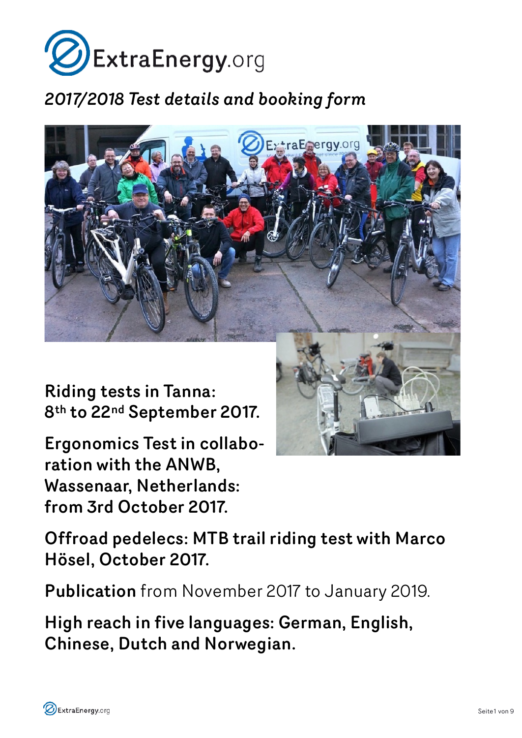# ExtraEnergy.org

*2017/2018 Test details and booking form*

**Riding tests in Tanna: 8th to 22nd September 2017.**

**Ergonomics Test in collaboration with the ANWB, Wassenaar, Netherlands: from 3rd October 2017.**

**Offroad pedelecs: MTB trail riding test with Marco Hösel, October 2017.**

**Publication** from November 2017 to January 2019.

**High reach in five languages: German, English, Chinese, Dutch and Norwegian.**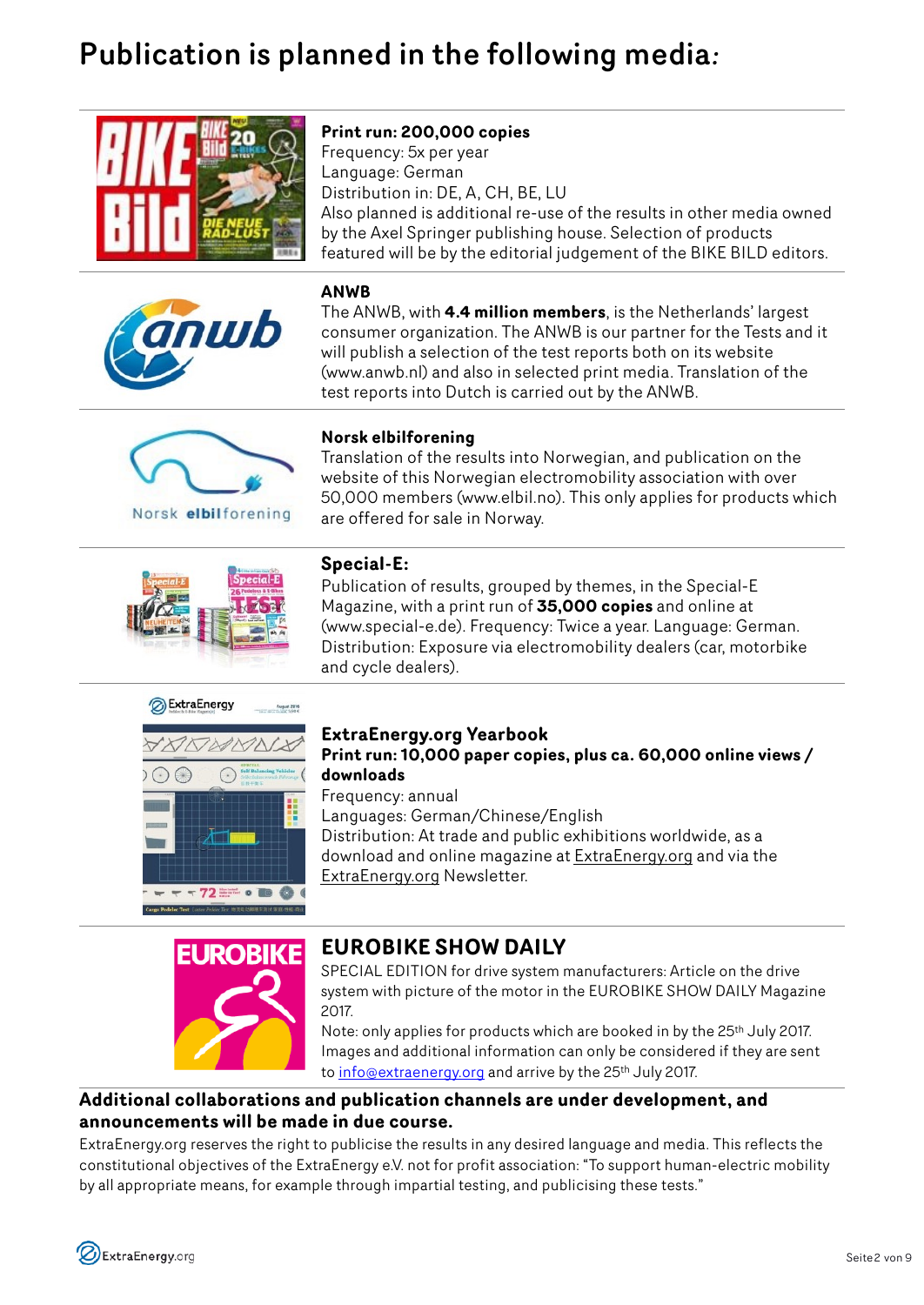# Publication is planned in the following media:

**Print run: 200,000 copies**
Frequency: 5x per year
Language: German
Distribution in: DE, A, CH, BE, LU
Also planned is additional re-use of the results in other media owned by the Axel Springer publishing house. Selection of products featured will be by the editorial judgement of the BIKE BILD editors.

**ANWB**
The ANWB, with **4.4 million members**, is the Netherlands' largest consumer organization. The ANWB is our partner for the Tests and it will publish a selection of the test reports both on its website (www.anwb.nl) and also in selected print media. Translation of the test reports into Dutch is carried out by the ANWB.

**Norsk elbilforening**
Translation of the results into Norwegian, and publication on the website of this Norwegian electromobility association with over 50,000 members (www.elbil.no). This only applies for products which are offered for sale in Norway.

**Special-E:**
Publication of results, grouped by themes, in the Special-E Magazine, with a print run of **35,000 copies** and online at (www.special-e.de). Frequency: Twice a year. Language: German. Distribution: Exposure via electromobility dealers (car, motorbike and cycle dealers).

**ExtraEnergy.org Yearbook**
**Print run: 10,000 paper copies, plus ca. 60,000 online views / downloads**
Frequency: annual
Languages: German/Chinese/English
Distribution: At trade and public exhibitions worldwide, as a download and online magazine at ExtraEnergy.org and via the ExtraEnergy.org Newsletter.

**EUROBIKE SHOW DAILY**
SPECIAL EDITION for drive system manufacturers: Article on the drive system with picture of the motor in the EUROBIKE SHOW DAILY Magazine 2017.
Note: only applies for products which are booked in by the 25th July 2017. Images and additional information can only be considered if they are sent to info@extraenergy.org and arrive by the 25th July 2017.

**Additional collaborations and publication channels are under development, and announcements will be made in due course.**

ExtraEnergy.org reserves the right to publicise the results in any desired language and media. This reflects the constitutional objectives of the ExtraEnergy e.V. not for profit association: "To support human-electric mobility by all appropriate means, for example through impartial testing, and publicising these tests."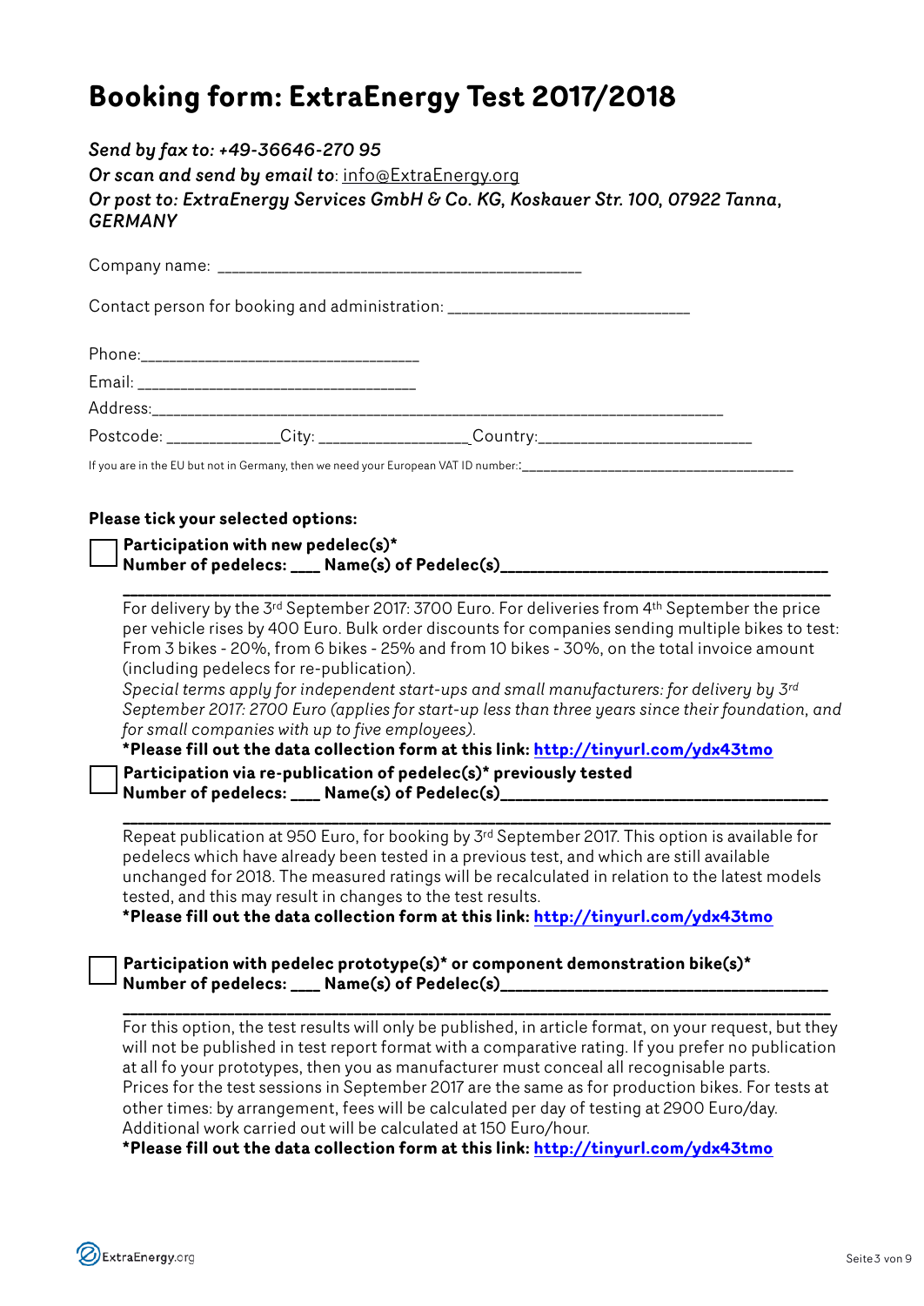# Booking form: ExtraEnergy Test 2017/2018

***Send by fax to: +49-36646-270 95***
***Or scan and send by email to**: info@ExtraEnergy.org*
***Or post to: ExtraEnergy Services GmbH & Co. KG, Koskauer Str. 100, 07922 Tanna, GERMANY***

Company name: ___________________________________________

Contact person for booking and administration: _____________________________

Phone:___________________________________

Email: __________________________________

Address:___________________________________________________________________________

Postcode: _____________City: _________________Country:________________________

If you are in the EU but not in Germany, then we need your European VAT ID number::_____________________________________

**Please tick your selected options:**

☐ **Participation with new pedelec(s)***
**Number of pedelecs: ___ Name(s) of Pedelec(s)____________________________________**
**_____________________________________________________________________________**

For delivery by the 3rd September 2017: 3700 Euro. For deliveries from 4th September the price per vehicle rises by 400 Euro. Bulk order discounts for companies sending multiple bikes to test: From 3 bikes - 20%, from 6 bikes - 25% and from 10 bikes - 30%, on the total invoice amount (including pedelecs for re-publication).
*Special terms apply for independent start-ups and small manufacturers: for delivery by 3rd September 2017: 2700 Euro (applies for start-up less than three years since their foundation, and for small companies with up to five employees).*
**\*Please fill out the data collection form at this link: http://tinyurl.com/ydx43tmo**

☐ **Participation via re-publication of pedelec(s)* previously tested**
**Number of pedelecs: ___ Name(s) of Pedelec(s)____________________________________**
**_____________________________________________________________________________**

Repeat publication at 950 Euro, for booking by 3rd September 2017. This option is available for pedelecs which have already been tested in a previous test, and which are still available unchanged for 2018. The measured ratings will be recalculated in relation to the latest models tested, and this may result in changes to the test results.
**\*Please fill out the data collection form at this link: http://tinyurl.com/ydx43tmo**

☐ **Participation with pedelec prototype(s)* or component demonstration bike(s)***
**Number of pedelecs: ___ Name(s) of Pedelec(s)____________________________________**
**_____________________________________________________________________________**

For this option, the test results will only be published, in article format, on your request, but they will not be published in test report format with a comparative rating. If you prefer no publication at all fo your prototypes, then you as manufacturer must conceal all recognisable parts. Prices for the test sessions in September 2017 are the same as for production bikes. For tests at other times: by arrangement, fees will be calculated per day of testing at 2900 Euro/day. Additional work carried out will be calculated at 150 Euro/hour.
**\*Please fill out the data collection form at this link: http://tinyurl.com/ydx43tmo**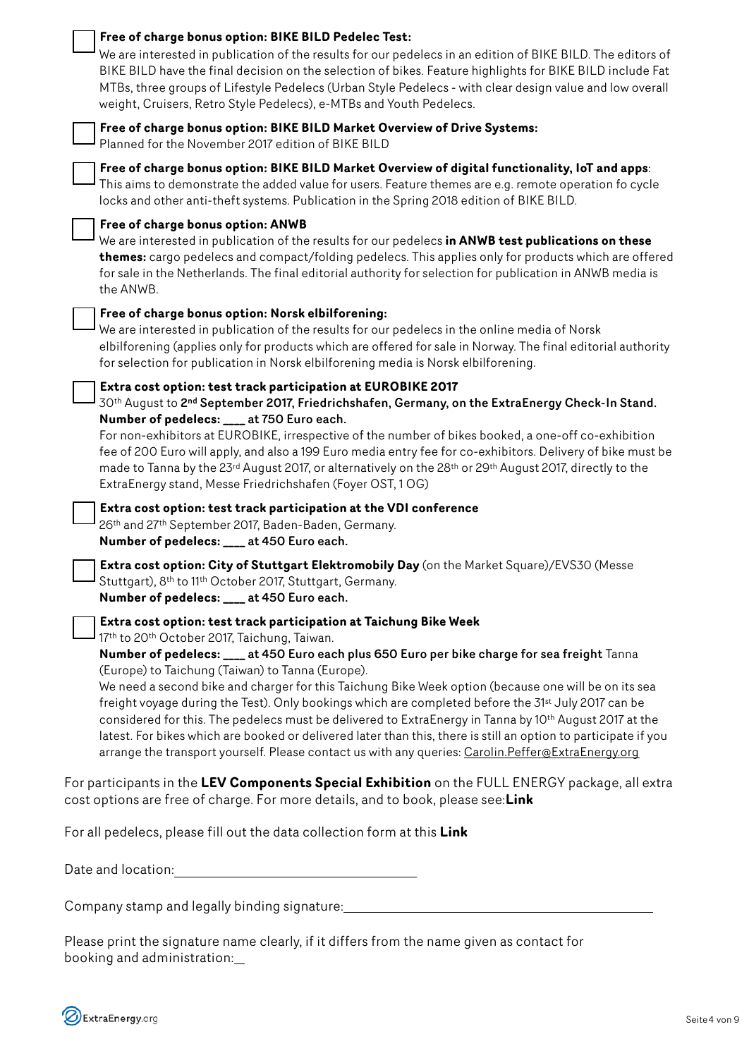- [ ] **Free of charge bonus option: BIKE BILD Pedelec Test:**
We are interested in publication of the results for our pedelecs in an edition of BIKE BILD. The editors of BIKE BILD have the final decision on the selection of bikes. Feature highlights for BIKE BILD include Fat MTBs, three groups of Lifestyle Pedelecs (Urban Style Pedelecs - with clear design value and low overall weight, Cruisers, Retro Style Pedelecs), e-MTBs and Youth Pedelecs.

- [ ] **Free of charge bonus option: BIKE BILD Market Overview of Drive Systems:**
Planned for the November 2017 edition of BIKE BILD

- [ ] **Free of charge bonus option: BIKE BILD Market Overview of digital functionality, IoT and apps**:
This aims to demonstrate the added value for users. Feature themes are e.g. remote operation fo cycle locks and other anti-theft systems. Publication in the Spring 2018 edition of BIKE BILD.

- [ ] **Free of charge bonus option: ANWB**
We are interested in publication of the results for our pedelecs **in ANWB test publications on these themes:** cargo pedelecs and compact/folding pedelecs. This applies only for products which are offered for sale in the Netherlands. The final editorial authority for selection for publication in ANWB media is the ANWB.

- [ ] **Free of charge bonus option: Norsk elbilforening:**
We are interested in publication of the results for our pedelecs in the online media of Norsk elbilforening (applies only for products which are offered for sale in Norway. The final editorial authority for selection for publication in Norsk elbilforening media is Norsk elbilforening.

- [ ] **Extra cost option: test track participation at EUROBIKE 2017**
30th August to **2nd September 2017, Friedrichshafen, Germany, on the ExtraEnergy Check-In Stand.**
**Number of pedelecs: ___ at 750 Euro each.**
For non-exhibitors at EUROBIKE, irrespective of the number of bikes booked, a one-off co-exhibition fee of 200 Euro will apply, and also a 199 Euro media entry fee for co-exhibitors. Delivery of bike must be made to Tanna by the 23rd August 2017, or alternatively on the 28th or 29th August 2017, directly to the ExtraEnergy stand, Messe Friedrichshafen (Foyer OST, 1 OG)

- [ ] **Extra cost option: test track participation at the VDI conference**
26th and 27th September 2017, Baden-Baden, Germany.
**Number of pedelecs: ___ at 450 Euro each.**

- [ ] **Extra cost option: City of Stuttgart Elektromobily Day** (on the Market Square)/EVS30 (Messe Stuttgart), 8th to 11th October 2017, Stuttgart, Germany.
**Number of pedelecs: ___ at 450 Euro each.**

- [ ] **Extra cost option: test track participation at Taichung Bike Week**
17th to 20th October 2017, Taichung, Taiwan.
**Number of pedelecs: ___ at 450 Euro each plus 650 Euro per bike charge for sea freight** Tanna (Europe) to Taichung (Taiwan) to Tanna (Europe).
We need a second bike and charger for this Taichung Bike Week option (because one will be on its sea freight voyage during the Test). Only bookings which are completed before the 31st July 2017 can be considered for this. The pedelecs must be delivered to ExtraEnergy in Tanna by 10th August 2017 at the latest. For bikes which are booked or delivered later than this, there is still an option to participate if you arrange the transport yourself. Please contact us with any queries: Carolin.Peffer@ExtraEnergy.org

For participants in the **LEV Components Special Exhibition** on the FULL ENERGY package, all extra cost options are free of charge. For more details, and to book, please see:**Link**

For all pedelecs, please fill out the data collection form at this **Link**

Date and location: ______________________________

Company stamp and legally binding signature: ______________________________

Please print the signature name clearly, if it differs from the name given as contact for booking and administration: ___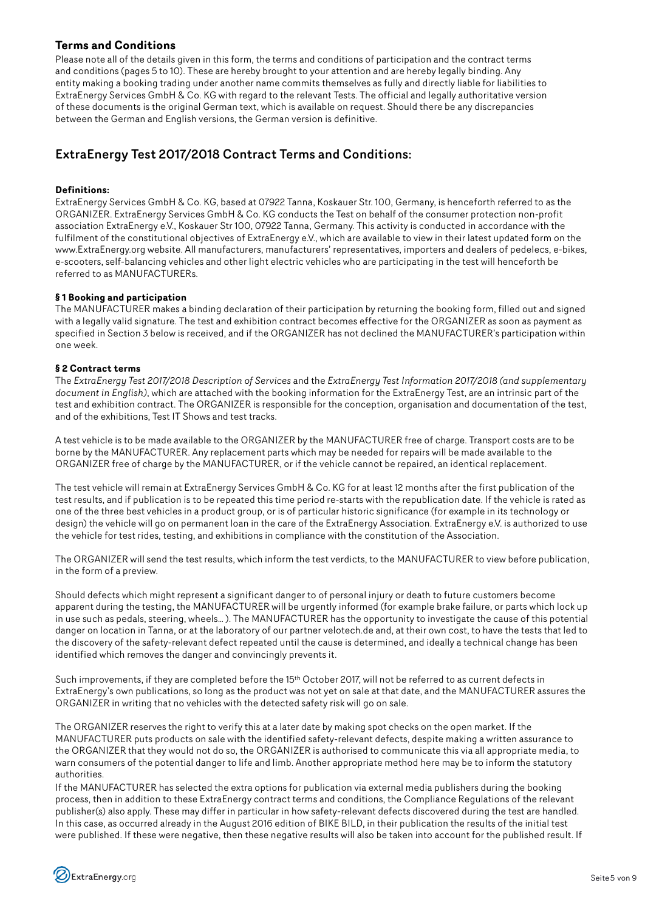## Terms and Conditions

Please note all of the details given in this form, the terms and conditions of participation and the contract terms and conditions (pages 5 to 10). These are hereby brought to your attention and are hereby legally binding. Any entity making a booking trading under another name commits themselves as fully and directly liable for liabilities to ExtraEnergy Services GmbH & Co. KG with regard to the relevant Tests. The official and legally authoritative version of these documents is the original German text, which is available on request. Should there be any discrepancies between the German and English versions, the German version is definitive.

# ExtraEnergy Test 2017/2018 Contract Terms and Conditions:

**Definitions:**

ExtraEnergy Services GmbH & Co. KG, based at 07922 Tanna, Koskauer Str. 100, Germany, is henceforth referred to as the ORGANIZER. ExtraEnergy Services GmbH & Co. KG conducts the Test on behalf of the consumer protection non-profit association ExtraEnergy e.V., Koskauer Str 100, 07922 Tanna, Germany. This activity is conducted in accordance with the fulfilment of the constitutional objectives of ExtraEnergy e.V., which are available to view in their latest updated form on the www.ExtraEnergy.org website. All manufacturers, manufacturers' representatives, importers and dealers of pedelecs, e-bikes, e-scooters, self-balancing vehicles and other light electric vehicles who are participating in the test will henceforth be referred to as MANUFACTURERs.

**§ 1 Booking and participation**

The MANUFACTURER makes a binding declaration of their participation by returning the booking form, filled out and signed with a legally valid signature. The test and exhibition contract becomes effective for the ORGANIZER as soon as payment as specified in Section 3 below is received, and if the ORGANIZER has not declined the MANUFACTURER's participation within one week.

**§ 2 Contract terms**

The *ExtraEnergy Test 2017/2018 Description of Services* and the *ExtraEnergy Test Information 2017/2018 (and supplementary document in English)*, which are attached with the booking information for the ExtraEnergy Test, are an intrinsic part of the test and exhibition contract. The ORGANIZER is responsible for the conception, organisation and documentation of the test, and of the exhibitions, Test IT Shows and test tracks.

A test vehicle is to be made available to the ORGANIZER by the MANUFACTURER free of charge. Transport costs are to be borne by the MANUFACTURER. Any replacement parts which may be needed for repairs will be made available to the ORGANIZER free of charge by the MANUFACTURER, or if the vehicle cannot be repaired, an identical replacement.

The test vehicle will remain at ExtraEnergy Services GmbH & Co. KG for at least 12 months after the first publication of the test results, and if publication is to be repeated this time period re-starts with the republication date. If the vehicle is rated as one of the three best vehicles in a product group, or is of particular historic significance (for example in its technology or design) the vehicle will go on permanent loan in the care of the ExtraEnergy Association. ExtraEnergy e.V. is authorized to use the vehicle for test rides, testing, and exhibitions in compliance with the constitution of the Association.

The ORGANIZER will send the test results, which inform the test verdicts, to the MANUFACTURER to view before publication, in the form of a preview.

Should defects which might represent a significant danger to of personal injury or death to future customers become apparent during the testing, the MANUFACTURER will be urgently informed (for example brake failure, or parts which lock up in use such as pedals, steering, wheels... ). The MANUFACTURER has the opportunity to investigate the cause of this potential danger on location in Tanna, or at the laboratory of our partner velotech.de and, at their own cost, to have the tests that led to the discovery of the safety-relevant defect repeated until the cause is determined, and ideally a technical change has been identified which removes the danger and convincingly prevents it.

Such improvements, if they are completed before the 15th October 2017, will not be referred to as current defects in ExtraEnergy's own publications, so long as the product was not yet on sale at that date, and the MANUFACTURER assures the ORGANIZER in writing that no vehicles with the detected safety risk will go on sale.

The ORGANIZER reserves the right to verify this at a later date by making spot checks on the open market. If the MANUFACTURER puts products on sale with the identified safety-relevant defects, despite making a written assurance to the ORGANIZER that they would not do so, the ORGANIZER is authorised to communicate this via all appropriate media, to warn consumers of the potential danger to life and limb. Another appropriate method here may be to inform the statutory authorities.

If the MANUFACTURER has selected the extra options for publication via external media publishers during the booking process, then in addition to these ExtraEnergy contract terms and conditions, the Compliance Regulations of the relevant publisher(s) also apply. These may differ in particular in how safety-relevant defects discovered during the test are handled. In this case, as occurred already in the August 2016 edition of BIKE BILD, in their publication the results of the initial test were published. If these were negative, then these negative results will also be taken into account for the published result. If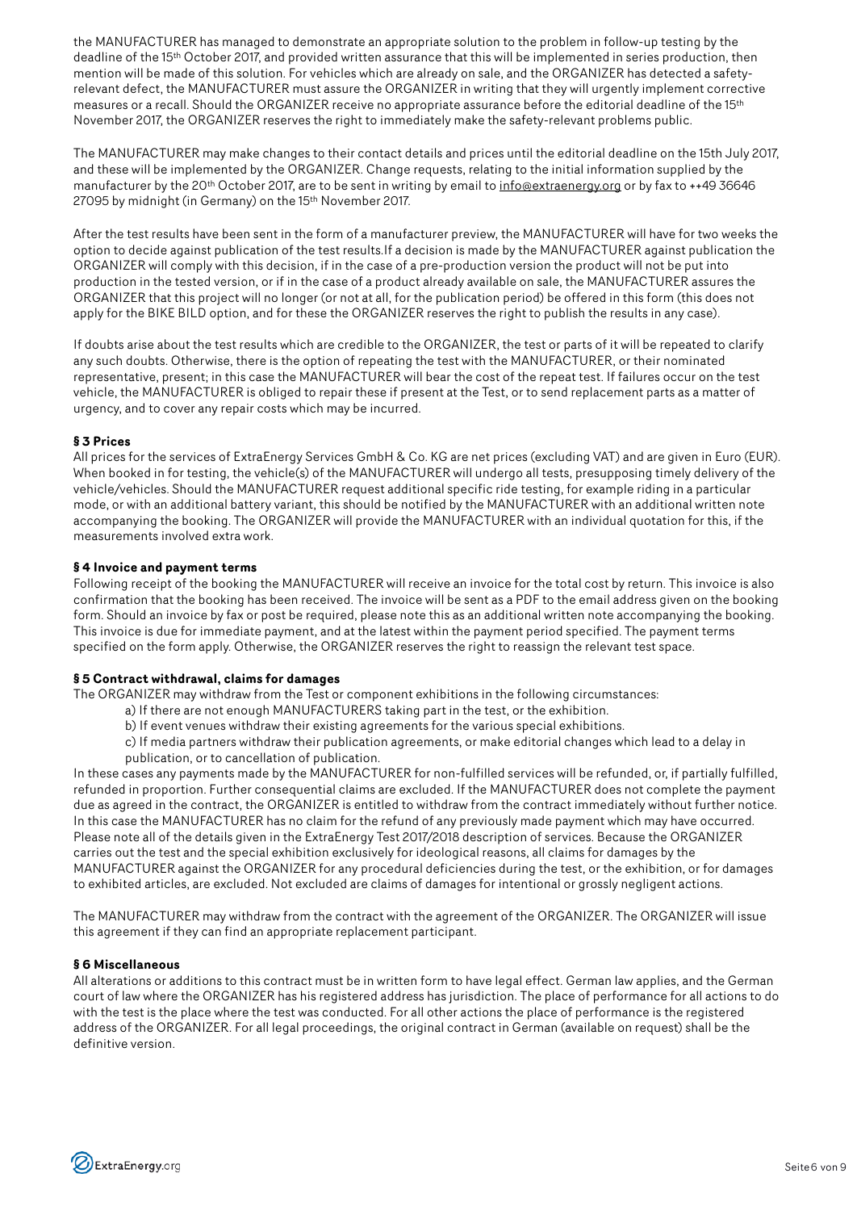the MANUFACTURER has managed to demonstrate an appropriate solution to the problem in follow-up testing by the deadline of the 15th October 2017, and provided written assurance that this will be implemented in series production, then mention will be made of this solution. For vehicles which are already on sale, and the ORGANIZER has detected a safety-relevant defect, the MANUFACTURER must assure the ORGANIZER in writing that they will urgently implement corrective measures or a recall. Should the ORGANIZER receive no appropriate assurance before the editorial deadline of the 15th November 2017, the ORGANIZER reserves the right to immediately make the safety-relevant problems public.

The MANUFACTURER may make changes to their contact details and prices until the editorial deadline on the 15th July 2017, and these will be implemented by the ORGANIZER. Change requests, relating to the initial information supplied by the manufacturer by the 20th October 2017, are to be sent in writing by email to info@extraenergy.org or by fax to ++49 36646 27095 by midnight (in Germany) on the 15th November 2017.

After the test results have been sent in the form of a manufacturer preview, the MANUFACTURER will have for two weeks the option to decide against publication of the test results.If a decision is made by the MANUFACTURER against publication the ORGANIZER will comply with this decision, if in the case of a pre-production version the product will not be put into production in the tested version, or if in the case of a product already available on sale, the MANUFACTURER assures the ORGANIZER that this project will no longer (or not at all, for the publication period) be offered in this form (this does not apply for the BIKE BILD option, and for these the ORGANIZER reserves the right to publish the results in any case).

If doubts arise about the test results which are credible to the ORGANIZER, the test or parts of it will be repeated to clarify any such doubts. Otherwise, there is the option of repeating the test with the MANUFACTURER, or their nominated representative, present; in this case the MANUFACTURER will bear the cost of the repeat test. If failures occur on the test vehicle, the MANUFACTURER is obliged to repair these if present at the Test, or to send replacement parts as a matter of urgency, and to cover any repair costs which may be incurred.

**§ 3 Prices**

All prices for the services of ExtraEnergy Services GmbH & Co. KG are net prices (excluding VAT) and are given in Euro (EUR). When booked in for testing, the vehicle(s) of the MANUFACTURER will undergo all tests, presupposing timely delivery of the vehicle/vehicles. Should the MANUFACTURER request additional specific ride testing, for example riding in a particular mode, or with an additional battery variant, this should be notified by the MANUFACTURER with an additional written note accompanying the booking. The ORGANIZER will provide the MANUFACTURER with an individual quotation for this, if the measurements involved extra work.

**§ 4 Invoice and payment terms**

Following receipt of the booking the MANUFACTURER will receive an invoice for the total cost by return. This invoice is also confirmation that the booking has been received. The invoice will be sent as a PDF to the email address given on the booking form. Should an invoice by fax or post be required, please note this as an additional written note accompanying the booking. This invoice is due for immediate payment, and at the latest within the payment period specified. The payment terms specified on the form apply. Otherwise, the ORGANIZER reserves the right to reassign the relevant test space.

**§ 5 Contract withdrawal, claims for damages**

The ORGANIZER may withdraw from the Test or component exhibitions in the following circumstances:

a) If there are not enough MANUFACTURERS taking part in the test, or the exhibition.
b) If event venues withdraw their existing agreements for the various special exhibitions.
c) If media partners withdraw their publication agreements, or make editorial changes which lead to a delay in publication, or to cancellation of publication.

In these cases any payments made by the MANUFACTURER for non-fulfilled services will be refunded, or, if partially fulfilled, refunded in proportion. Further consequential claims are excluded. If the MANUFACTURER does not complete the payment due as agreed in the contract, the ORGANIZER is entitled to withdraw from the contract immediately without further notice. In this case the MANUFACTURER has no claim for the refund of any previously made payment which may have occurred. Please note all of the details given in the ExtraEnergy Test 2017/2018 description of services. Because the ORGANIZER carries out the test and the special exhibition exclusively for ideological reasons, all claims for damages by the MANUFACTURER against the ORGANIZER for any procedural deficiencies during the test, or the exhibition, or for damages to exhibited articles, are excluded. Not excluded are claims of damages for intentional or grossly negligent actions.

The MANUFACTURER may withdraw from the contract with the agreement of the ORGANIZER. The ORGANIZER will issue this agreement if they can find an appropriate replacement participant.

**§ 6 Miscellaneous**

All alterations or additions to this contract must be in written form to have legal effect. German law applies, and the German court of law where the ORGANIZER has his registered address has jurisdiction. The place of performance for all actions to do with the test is the place where the test was conducted. For all other actions the place of performance is the registered address of the ORGANIZER. For all legal proceedings, the original contract in German (available on request) shall be the definitive version.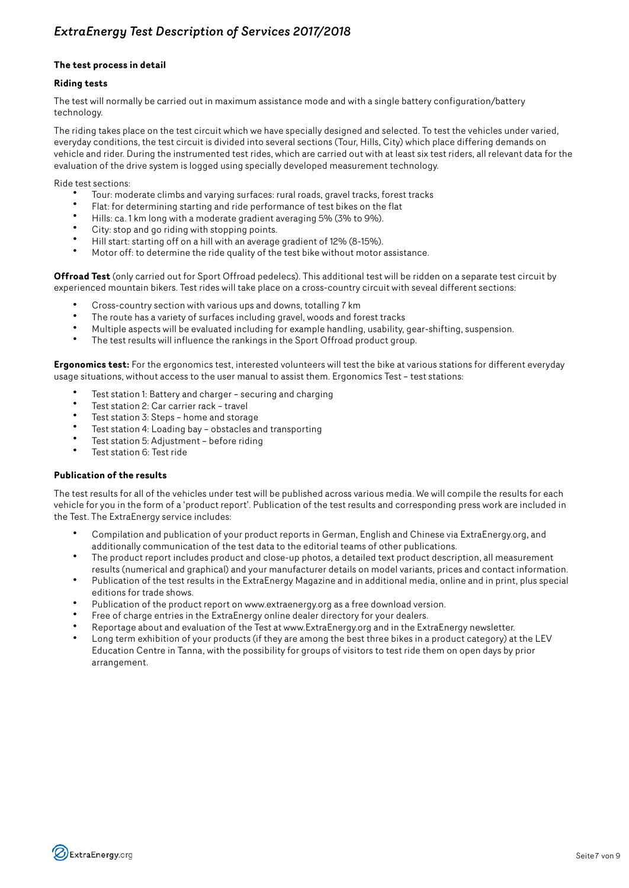### The test process in detail

#### Riding tests

The test will normally be carried out in maximum assistance mode and with a single battery configuration/battery technology.

The riding takes place on the test circuit which we have specially designed and selected. To test the vehicles under varied, everyday conditions, the test circuit is divided into several sections (Tour, Hills, City) which place differing demands on vehicle and rider. During the instrumented test rides, which are carried out with at least six test riders, all relevant data for the evaluation of the drive system is logged using specially developed measurement technology.

Ride test sections:

- Tour: moderate climbs and varying surfaces: rural roads, gravel tracks, forest tracks
- Flat: for determining starting and ride performance of test bikes on the flat
- Hills: ca. 1 km long with a moderate gradient averaging 5% (3% to 9%).
- City: stop and go riding with stopping points.
- Hill start: starting off on a hill with an average gradient of 12% (8-15%).
- Motor off: to determine the ride quality of the test bike without motor assistance.

**Offroad Test** (only carried out for Sport Offroad pedelecs). This additional test will be ridden on a separate test circuit by experienced mountain bikers. Test rides will take place on a cross-country circuit with seveal different sections:

- Cross-country section with various ups and downs, totalling 7 km
- The route has a variety of surfaces including gravel, woods and forest tracks
- Multiple aspects will be evaluated including for example handling, usability, gear-shifting, suspension.
- The test results will influence the rankings in the Sport Offroad product group.

**Ergonomics test:** For the ergonomics test, interested volunteers will test the bike at various stations for different everyday usage situations, without access to the user manual to assist them. Ergonomics Test – test stations:

- Test station 1: Battery and charger – securing and charging
- Test station 2: Car carrier rack – travel
- Test station 3: Steps – home and storage
- Test station 4: Loading bay – obstacles and transporting
- Test station 5: Adjustment – before riding
- Test station 6: Test ride

#### Publication of the results

The test results for all of the vehicles under test will be published across various media. We will compile the results for each vehicle for you in the form of a 'product report'. Publication of the test results and corresponding press work are included in the Test. The ExtraEnergy service includes:

- Compilation and publication of your product reports in German, English and Chinese via ExtraEnergy.org, and additionally communication of the test data to the editorial teams of other publications.
- The product report includes product and close-up photos, a detailed text product description, all measurement results (numerical and graphical) and your manufacturer details on model variants, prices and contact information.
- Publication of the test results in the ExtraEnergy Magazine and in additional media, online and in print, plus special editions for trade shows.
- Publication of the product report on www.extraenergy.org as a free download version.
- Free of charge entries in the ExtraEnergy online dealer directory for your dealers.
- Reportage about and evaluation of the Test at www.ExtraEnergy.org and in the ExtraEnergy newsletter.
- Long term exhibition of your products (if they are among the best three bikes in a product category) at the LEV Education Centre in Tanna, with the possibility for groups of visitors to test ride them on open days by prior arrangement.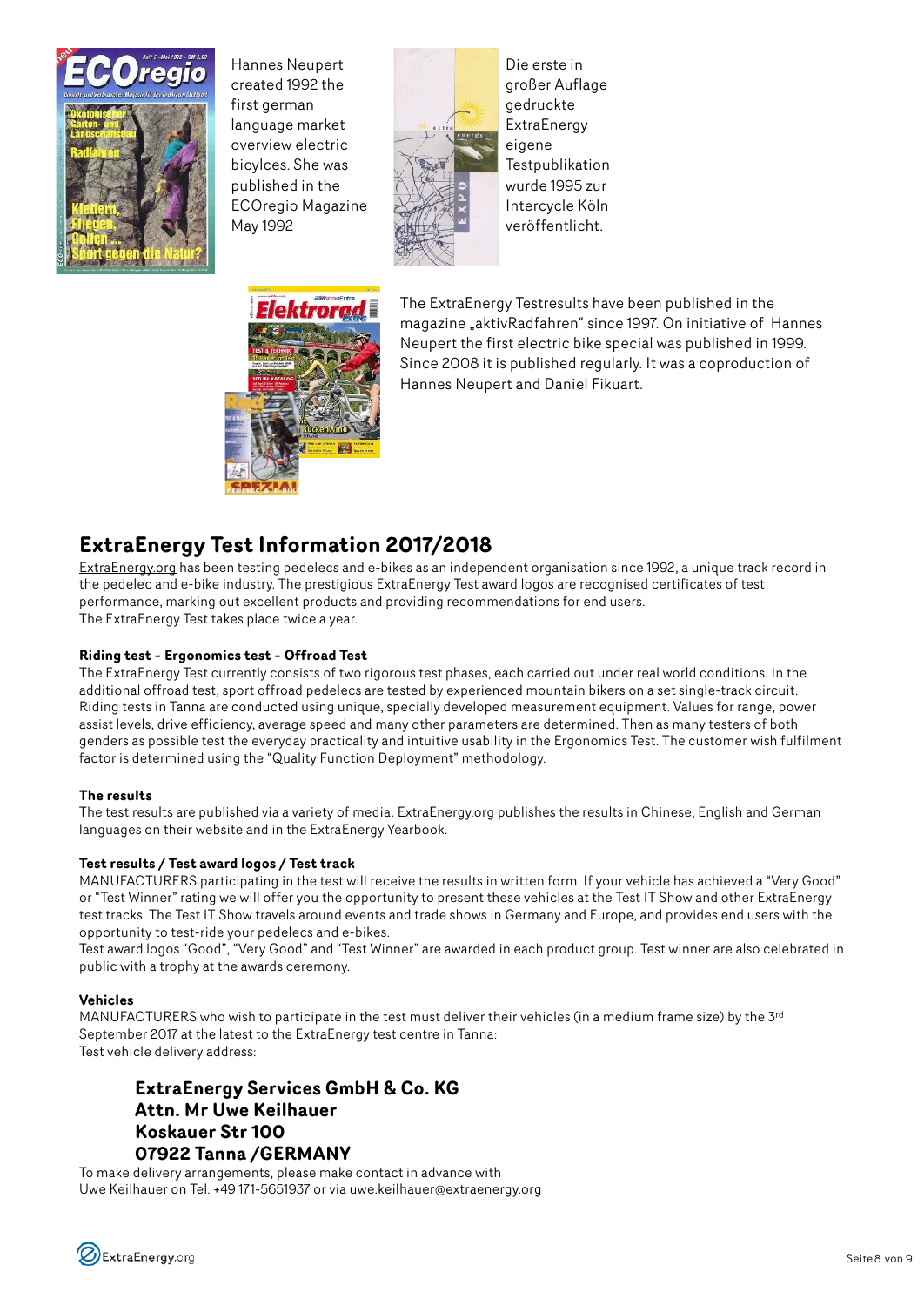Hannes Neupert created 1992 the first german language market overview electric bicylces. She was published in the ECOregio Magazine May 1992

Die erste in großer Auflage gedruckte ExtraEnergy eigene Testpublikation wurde 1995 zur Intercycle Köln veröffentlicht.

The ExtraEnergy Testresults have been published in the magazine „aktivRadfahren" since 1997. On initiative of Hannes Neupert the first electric bike special was published in 1999. Since 2008 it is published regularly. It was a coproduction of Hannes Neupert and Daniel Fikuart.

## ExtraEnergy Test Information 2017/2018

ExtraEnergy.org has been testing pedelecs and e-bikes as an independent organisation since 1992, a unique track record in the pedelec and e-bike industry. The prestigious ExtraEnergy Test award logos are recognised certificates of test performance, marking out excellent products and providing recommendations for end users.
The ExtraEnergy Test takes place twice a year.

**Riding test – Ergonomics test – Offroad Test**
The ExtraEnergy Test currently consists of two rigorous test phases, each carried out under real world conditions. In the additional offroad test, sport offroad pedelecs are tested by experienced mountain bikers on a set single-track circuit. Riding tests in Tanna are conducted using unique, specially developed measurement equipment. Values for range, power assist levels, drive efficiency, average speed and many other parameters are determined. Then as many testers of both genders as possible test the everyday practicality and intuitive usability in the Ergonomics Test. The customer wish fulfilment factor is determined using the "Quality Function Deployment" methodology.

**The results**
The test results are published via a variety of media. ExtraEnergy.org publishes the results in Chinese, English and German languages on their website and in the ExtraEnergy Yearbook.

**Test results / Test award logos / Test track**
MANUFACTURERS participating in the test will receive the results in written form. If your vehicle has achieved a "Very Good" or "Test Winner" rating we will offer you the opportunity to present these vehicles at the Test IT Show and other ExtraEnergy test tracks. The Test IT Show travels around events and trade shows in Germany and Europe, and provides end users with the opportunity to test-ride your pedelecs and e-bikes.
Test award logos "Good", "Very Good" and "Test Winner" are awarded in each product group. Test winner are also celebrated in public with a trophy at the awards ceremony.

**Vehicles**
MANUFACTURERS who wish to participate in the test must deliver their vehicles (in a medium frame size) by the 3rd September 2017 at the latest to the ExtraEnergy test centre in Tanna:
Test vehicle delivery address:

> **ExtraEnergy Services GmbH & Co. KG**
> **Attn. Mr Uwe Keilhauer**
> **Koskauer Str 100**
> **07922 Tanna /GERMANY**

To make delivery arrangements, please make contact in advance with
Uwe Keilhauer on Tel. +49 171-5651937 or via uwe.keilhauer@extraenergy.org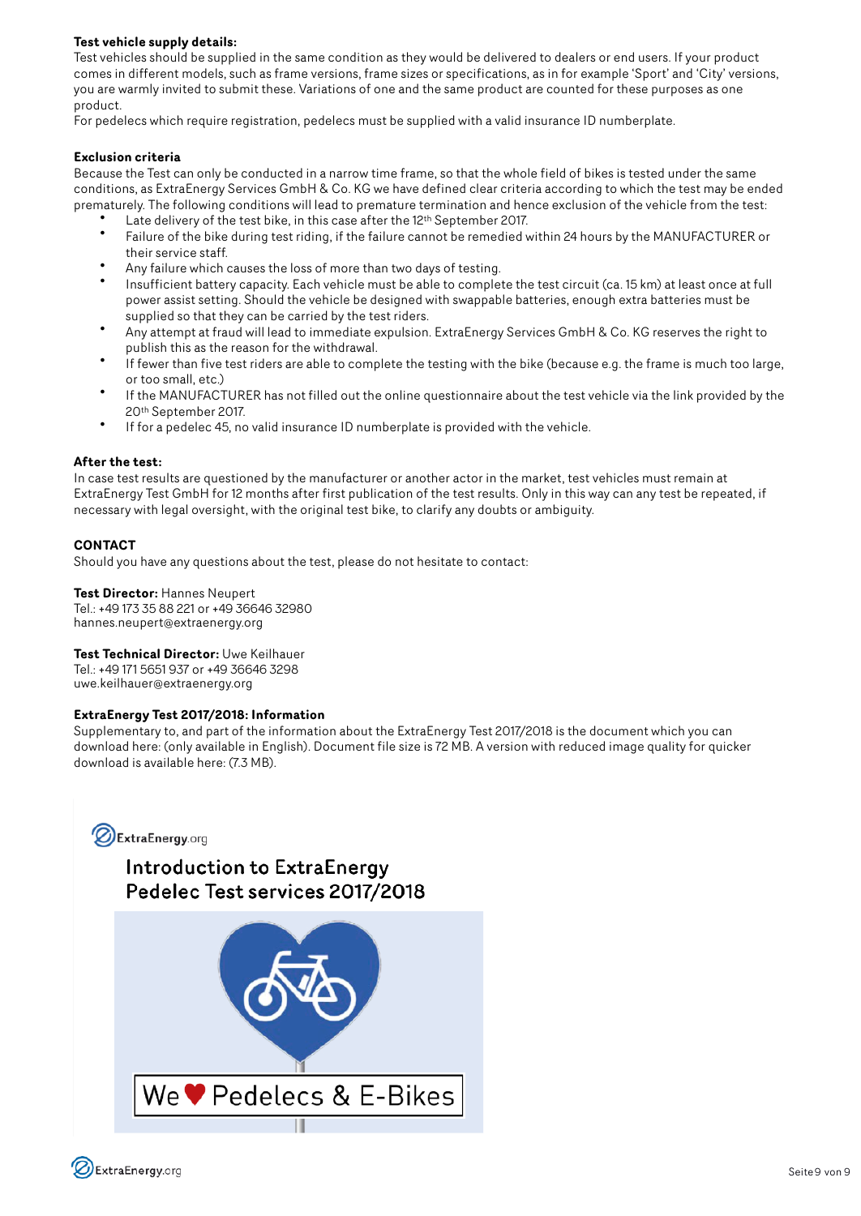**Test vehicle supply details:**
Test vehicles should be supplied in the same condition as they would be delivered to dealers or end users. If your product comes in different models, such as frame versions, frame sizes or specifications, as in for example 'Sport' and 'City' versions, you are warmly invited to submit these. Variations of one and the same product are counted for these purposes as one product.
For pedelecs which require registration, pedelecs must be supplied with a valid insurance ID numberplate.

**Exclusion criteria**
Because the Test can only be conducted in a narrow time frame, so that the whole field of bikes is tested under the same conditions, as ExtraEnergy Services GmbH & Co. KG we have defined clear criteria according to which the test may be ended prematurely. The following conditions will lead to premature termination and hence exclusion of the vehicle from the test:

- Late delivery of the test bike, in this case after the 12th September 2017.
- Failure of the bike during test riding, if the failure cannot be remedied within 24 hours by the MANUFACTURER or their service staff.
- Any failure which causes the loss of more than two days of testing.
- Insufficient battery capacity. Each vehicle must be able to complete the test circuit (ca. 15 km) at least once at full power assist setting. Should the vehicle be designed with swappable batteries, enough extra batteries must be supplied so that they can be carried by the test riders.
- Any attempt at fraud will lead to immediate expulsion. ExtraEnergy Services GmbH & Co. KG reserves the right to publish this as the reason for the withdrawal.
- If fewer than five test riders are able to complete the testing with the bike (because e.g. the frame is much too large, or too small, etc.)
- If the MANUFACTURER has not filled out the online questionnaire about the test vehicle via the link provided by the 20th September 2017.
- If for a pedelec 45, no valid insurance ID numberplate is provided with the vehicle.

**After the test:**
In case test results are questioned by the manufacturer or another actor in the market, test vehicles must remain at ExtraEnergy Test GmbH for 12 months after first publication of the test results. Only in this way can any test be repeated, if necessary with legal oversight, with the original test bike, to clarify any doubts or ambiguity.

**CONTACT**
Should you have any questions about the test, please do not hesitate to contact:

**Test Director:** Hannes Neupert
Tel.: +49 173 35 88 221 or +49 36646 32980
hannes.neupert@extraenergy.org

**Test Technical Director:** Uwe Keilhauer
Tel.: +49 171 5651 937 or +49 36646 3298
uwe.keilhauer@extraenergy.org

**ExtraEnergy Test 2017/2018: Information**
Supplementary to, and part of the information about the ExtraEnergy Test 2017/2018 is the document which you can download here: (only available in English). Document file size is 72 MB. A version with reduced image quality for quicker download is available here: (7.3 MB).

ExtraEnergy.org

Introduction to ExtraEnergy
Pedelec Test services 2017/2018

We ♥ Pedelecs & E-Bikes